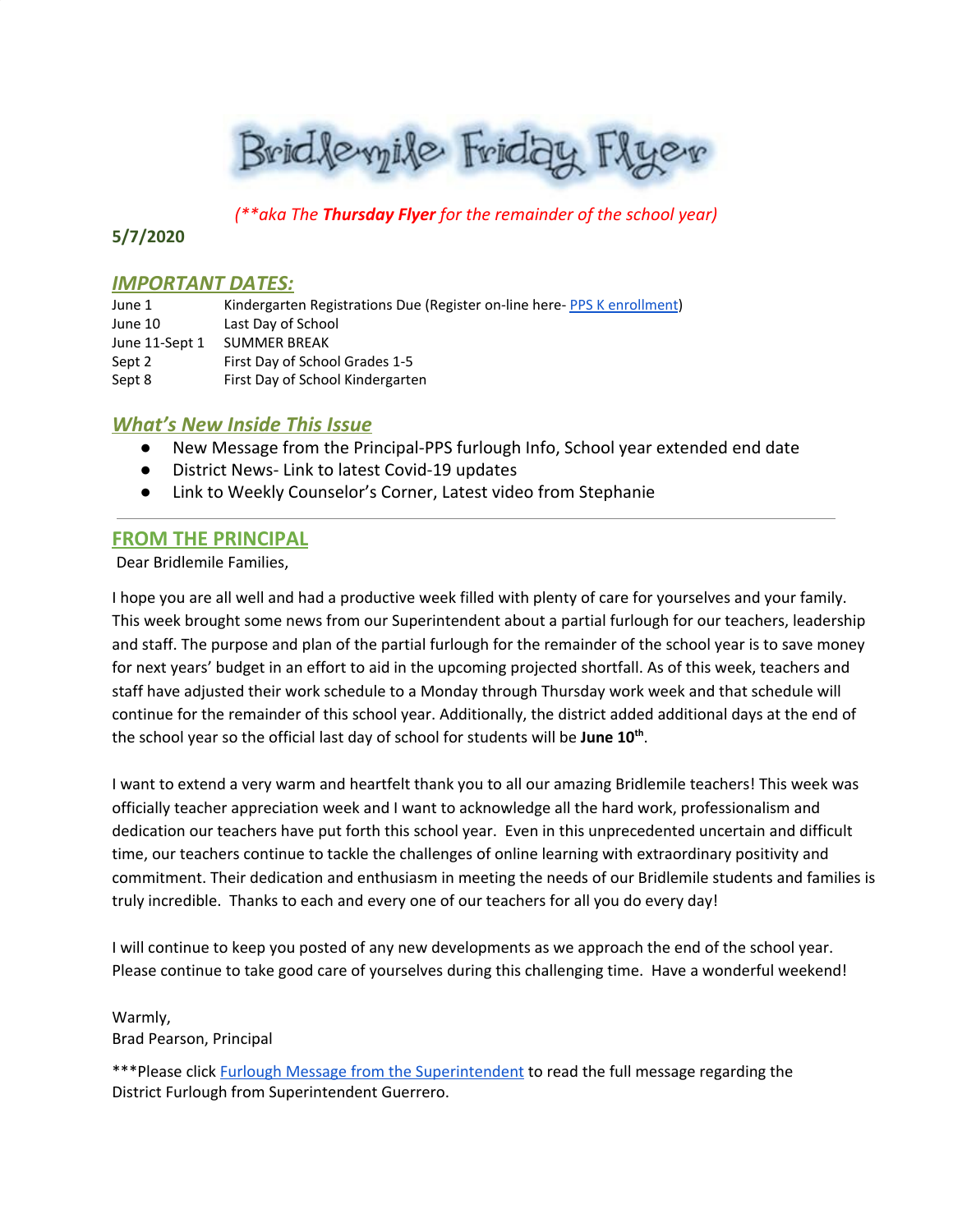# Bridlemile Friday Flyer

*(\*\*aka The **Thursday Flyer** for the remainder of the school year)*

**5/7/2020**

## *IMPORTANT DATES:*

| | |
|---|---|
| June 1 | Kindergarten Registrations Due (Register on-line here- [PPS K enrollment]) |
| June 10 | Last Day of School |
| June 11-Sept 1 | SUMMER BREAK |
| Sept 2 | First Day of School Grades 1-5 |
| Sept 8 | First Day of School Kindergarten |

## *What's New Inside This Issue*

- New Message from the Principal-PPS furlough Info, School year extended end date
- District News- Link to latest Covid-19 updates
- Link to Weekly Counselor's Corner, Latest video from Stephanie

---

## FROM THE PRINCIPAL

Dear Bridlemile Families,

I hope you are all well and had a productive week filled with plenty of care for yourselves and your family. This week brought some news from our Superintendent about a partial furlough for our teachers, leadership and staff. The purpose and plan of the partial furlough for the remainder of the school year is to save money for next years' budget in an effort to aid in the upcoming projected shortfall. As of this week, teachers and staff have adjusted their work schedule to a Monday through Thursday work week and that schedule will continue for the remainder of this school year. Additionally, the district added additional days at the end of the school year so the official last day of school for students will be **June 10th**.

I want to extend a very warm and heartfelt thank you to all our amazing Bridlemile teachers! This week was officially teacher appreciation week and I want to acknowledge all the hard work, professionalism and dedication our teachers have put forth this school year. Even in this unprecedented uncertain and difficult time, our teachers continue to tackle the challenges of online learning with extraordinary positivity and commitment. Their dedication and enthusiasm in meeting the needs of our Bridlemile students and families is truly incredible. Thanks to each and every one of our teachers for all you do every day!

I will continue to keep you posted of any new developments as we approach the end of the school year. Please continue to take good care of yourselves during this challenging time. Have a wonderful weekend!

Warmly,
Brad Pearson, Principal

\*\*\*Please click [Furlough Message from the Superintendent] to read the full message regarding the District Furlough from Superintendent Guerrero.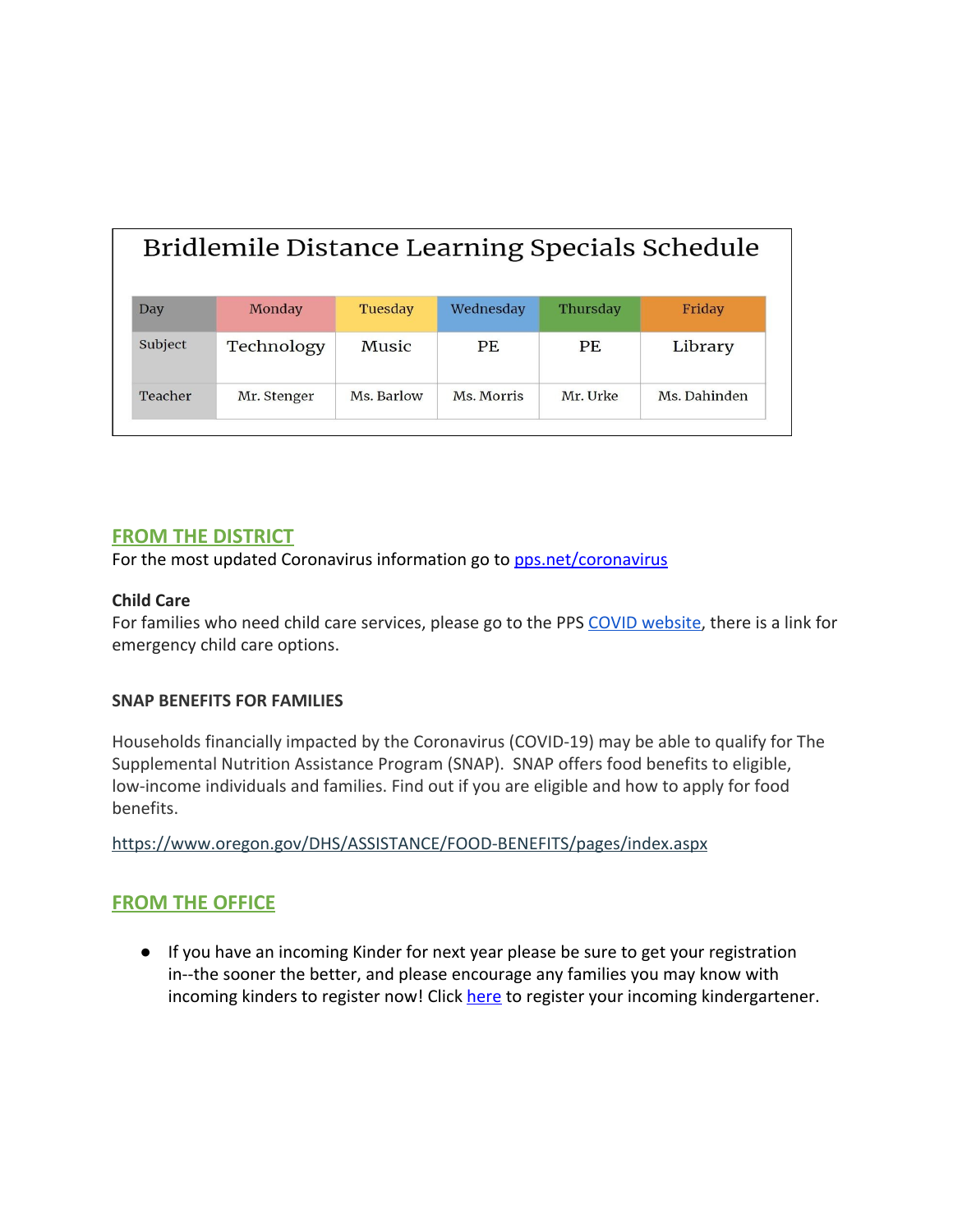## Bridlemile Distance Learning Specials Schedule

| Day | Monday | Tuesday | Wednesday | Thursday | Friday |
|---|---|---|---|---|---|
| Subject | Technology | Music | PE | PE | Library |
| Teacher | Mr. Stenger | Ms. Barlow | Ms. Morris | Mr. Urke | Ms. Dahinden |

## FROM THE DISTRICT

For the most updated Coronavirus information go to pps.net/coronavirus

**Child Care**

For families who need child care services, please go to the PPS COVID website, there is a link for emergency child care options.

**SNAP BENEFITS FOR FAMILIES**

Households financially impacted by the Coronavirus (COVID-19) may be able to qualify for The Supplemental Nutrition Assistance Program (SNAP). SNAP offers food benefits to eligible, low-income individuals and families. Find out if you are eligible and how to apply for food benefits.

https://www.oregon.gov/DHS/ASSISTANCE/FOOD-BENEFITS/pages/index.aspx

## FROM THE OFFICE

- If you have an incoming Kinder for next year please be sure to get your registration in--the sooner the better, and please encourage any families you may know with incoming kinders to register now! Click here to register your incoming kindergartener.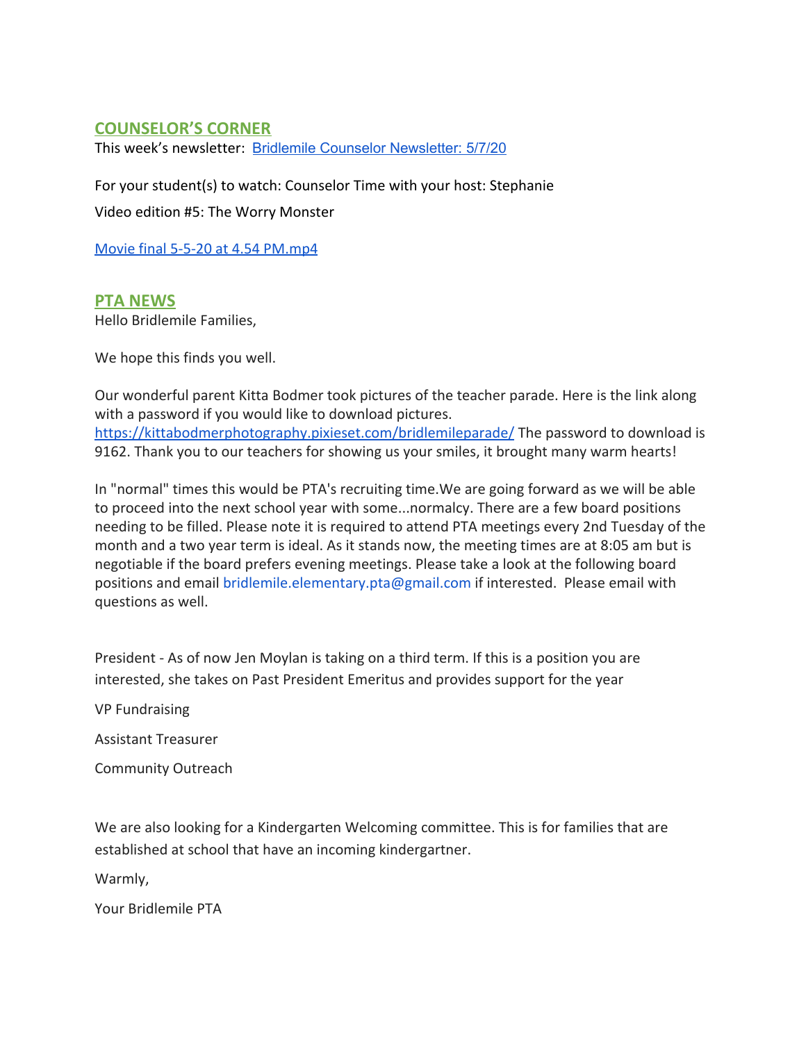## COUNSELOR'S CORNER

This week's newsletter: [Bridlemile Counselor Newsletter: 5/7/20]()

For your student(s) to watch: Counselor Time with your host: Stephanie

Video edition #5: The Worry Monster

[Movie final 5-5-20 at 4.54 PM.mp4]()

## PTA NEWS

Hello Bridlemile Families,

We hope this finds you well.

Our wonderful parent Kitta Bodmer took pictures of the teacher parade. Here is the link along with a password if you would like to download pictures. https://kittabodmerphotography.pixieset.com/bridlemileparade/ The password to download is 9162. Thank you to our teachers for showing us your smiles, it brought many warm hearts!

In "normal" times this would be PTA's recruiting time.We are going forward as we will be able to proceed into the next school year with some...normalcy. There are a few board positions needing to be filled. Please note it is required to attend PTA meetings every 2nd Tuesday of the month and a two year term is ideal. As it stands now, the meeting times are at 8:05 am but is negotiable if the board prefers evening meetings. Please take a look at the following board positions and email bridlemile.elementary.pta@gmail.com if interested. Please email with questions as well.

President - As of now Jen Moylan is taking on a third term. If this is a position you are interested, she takes on Past President Emeritus and provides support for the year

VP Fundraising

Assistant Treasurer

Community Outreach

We are also looking for a Kindergarten Welcoming committee. This is for families that are established at school that have an incoming kindergartner.

Warmly,

Your Bridlemile PTA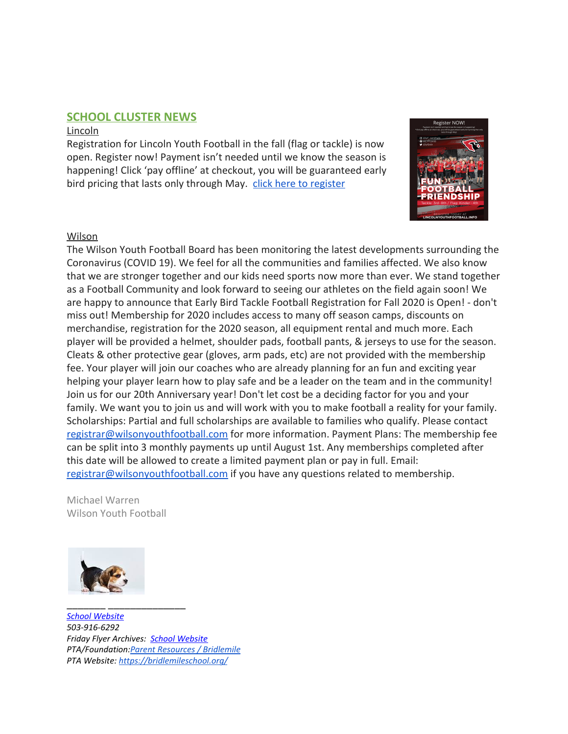## SCHOOL CLUSTER NEWS

Lincoln

Registration for Lincoln Youth Football in the fall (flag or tackle) is now open. Register now! Payment isn't needed until we know the season is happening! Click 'pay offline' at checkout, you will be guaranteed early bird pricing that lasts only through May. [click here to register]

Wilson

The Wilson Youth Football Board has been monitoring the latest developments surrounding the Coronavirus (COVID 19). We feel for all the communities and families affected. We also know that we are stronger together and our kids need sports now more than ever. We stand together as a Football Community and look forward to seeing our athletes on the field again soon! We are happy to announce that Early Bird Tackle Football Registration for Fall 2020 is Open! - don't miss out! Membership for 2020 includes access to many off season camps, discounts on merchandise, registration for the 2020 season, all equipment rental and much more. Each player will be provided a helmet, shoulder pads, football pants, & jerseys to use for the season. Cleats & other protective gear (gloves, arm pads, etc) are not provided with the membership fee. Your player will join our coaches who are already planning for an fun and exciting year helping your player learn how to play safe and be a leader on the team and in the community! Join us for our 20th Anniversary year! Don't let cost be a deciding factor for you and your family. We want you to join us and will work with you to make football a reality for your family. Scholarships: Partial and full scholarships are available to families who qualify. Please contact registrar@wilsonyouthfootball.com for more information. Payment Plans: The membership fee can be split into 3 monthly payments up until August 1st. Any memberships completed after this date will be allowed to create a limited payment plan or pay in full. Email: registrar@wilsonyouthfootball.com if you have any questions related to membership.

Michael Warren
Wilson Youth Football

________ ________________

*School Website*
*503-916-6292*
*Friday Flyer Archives: School Website*
*PTA/Foundation: Parent Resources / Bridlemile*
*PTA Website: https://bridlemileschool.org/*